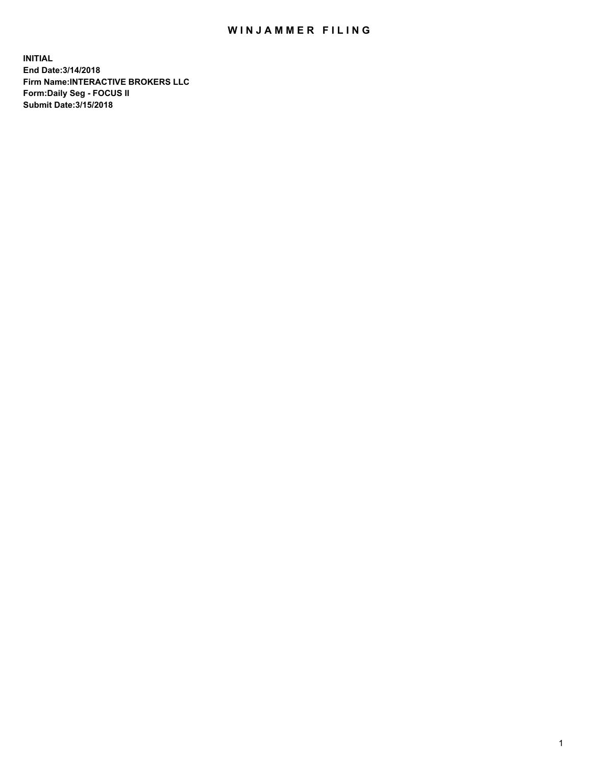# WINJAMMER FILING

**INITIAL**
**End Date:3/14/2018**
**Firm Name:INTERACTIVE BROKERS LLC**
**Form:Daily Seg - FOCUS II**
**Submit Date:3/15/2018**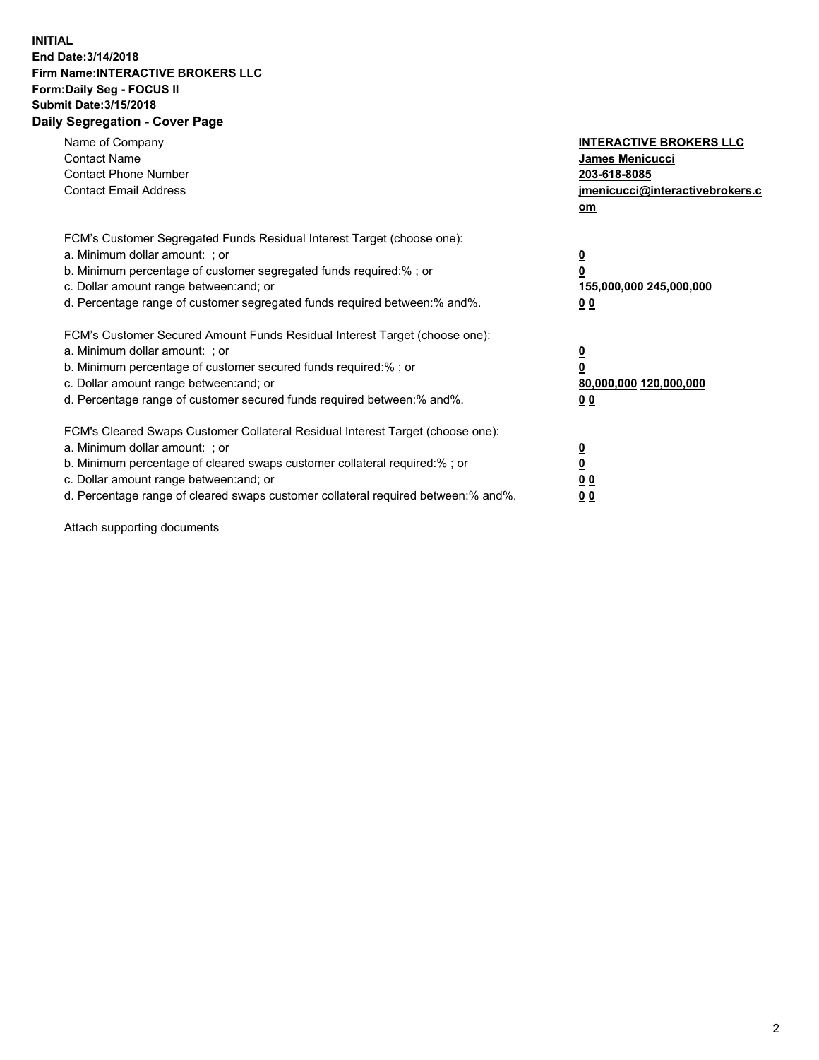**INITIAL**
**End Date:3/14/2018**
**Firm Name:INTERACTIVE BROKERS LLC**
**Form:Daily Seg - FOCUS II**
**Submit Date:3/15/2018**
**Daily Segregation - Cover Page**

| | |
|---|---|
| Name of Company | **INTERACTIVE BROKERS LLC** |
| Contact Name | **James Menicucci** |
| Contact Phone Number | **203-618-8085** |
| Contact Email Address | **jmenicucci@interactivebrokers.com** |

| | |
|---|---|
| FCM's Customer Segregated Funds Residual Interest Target (choose one): | |
| a. Minimum dollar amount: ; or | **0** |
| b. Minimum percentage of customer segregated funds required:% ; or | **0** |
| c. Dollar amount range between:and; or | **155,000,000 245,000,000** |
| d. Percentage range of customer segregated funds required between:% and%. | **0 0** |
| FCM's Customer Secured Amount Funds Residual Interest Target (choose one): | |
| a. Minimum dollar amount: ; or | **0** |
| b. Minimum percentage of customer secured funds required:% ; or | **0** |
| c. Dollar amount range between:and; or | **80,000,000 120,000,000** |
| d. Percentage range of customer secured funds required between:% and%. | **0 0** |
| FCM's Cleared Swaps Customer Collateral Residual Interest Target (choose one): | |
| a. Minimum dollar amount: ; or | **0** |
| b. Minimum percentage of cleared swaps customer collateral required:% ; or | **0** |
| c. Dollar amount range between:and; or | **0 0** |
| d. Percentage range of cleared swaps customer collateral required between:% and%. | **0 0** |

Attach supporting documents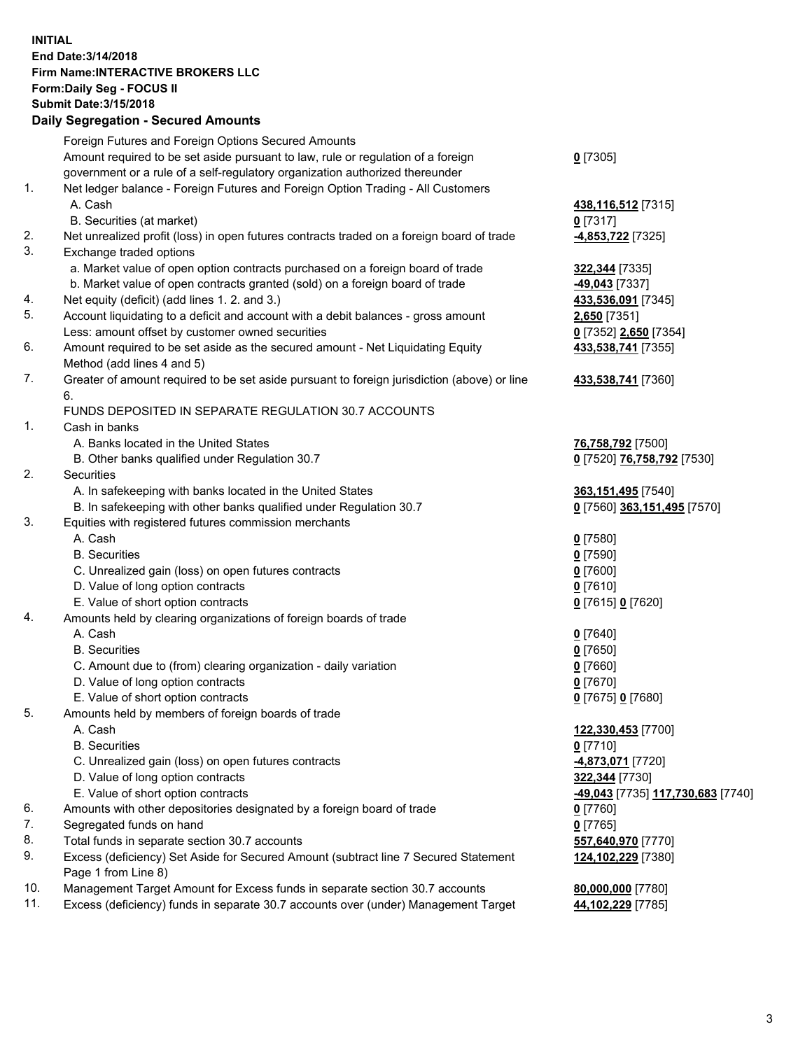**INITIAL**
**End Date:3/14/2018**
**Firm Name:INTERACTIVE BROKERS LLC**
**Form:Daily Seg - FOCUS II**
**Submit Date:3/15/2018**

## Daily Segregation - Secured Amounts

| | | |
|---|---|---|
| | Foreign Futures and Foreign Options Secured Amounts | |
| | Amount required to be set aside pursuant to law, rule or regulation of a foreign government or a rule of a self-regulatory organization authorized thereunder | **0** [7305] |
| 1. | Net ledger balance - Foreign Futures and Foreign Option Trading - All Customers | |
| | A. Cash | **438,116,512** [7315] |
| | B. Securities (at market) | **0** [7317] |
| 2. | Net unrealized profit (loss) in open futures contracts traded on a foreign board of trade | **-4,853,722** [7325] |
| 3. | Exchange traded options | |
| | a. Market value of open option contracts purchased on a foreign board of trade | **322,344** [7335] |
| | b. Market value of open contracts granted (sold) on a foreign board of trade | **-49,043** [7337] |
| 4. | Net equity (deficit) (add lines 1. 2. and 3.) | **433,536,091** [7345] |
| 5. | Account liquidating to a deficit and account with a debit balances - gross amount | **2,650** [7351] |
| | Less: amount offset by customer owned securities | **0** [7352] **2,650** [7354] |
| 6. | Amount required to be set aside as the secured amount - Net Liquidating Equity Method (add lines 4 and 5) | **433,538,741** [7355] |
| 7. | Greater of amount required to be set aside pursuant to foreign jurisdiction (above) or line 6. | **433,538,741** [7360] |
| | FUNDS DEPOSITED IN SEPARATE REGULATION 30.7 ACCOUNTS | |
| 1. | Cash in banks | |
| | A. Banks located in the United States | **76,758,792** [7500] |
| | B. Other banks qualified under Regulation 30.7 | **0** [7520] **76,758,792** [7530] |
| 2. | Securities | |
| | A. In safekeeping with banks located in the United States | **363,151,495** [7540] |
| | B. In safekeeping with other banks qualified under Regulation 30.7 | **0** [7560] **363,151,495** [7570] |
| 3. | Equities with registered futures commission merchants | |
| | A. Cash | **0** [7580] |
| | B. Securities | **0** [7590] |
| | C. Unrealized gain (loss) on open futures contracts | **0** [7600] |
| | D. Value of long option contracts | **0** [7610] |
| | E. Value of short option contracts | **0** [7615] **0** [7620] |
| 4. | Amounts held by clearing organizations of foreign boards of trade | |
| | A. Cash | **0** [7640] |
| | B. Securities | **0** [7650] |
| | C. Amount due to (from) clearing organization - daily variation | **0** [7660] |
| | D. Value of long option contracts | **0** [7670] |
| | E. Value of short option contracts | **0** [7675] **0** [7680] |
| 5. | Amounts held by members of foreign boards of trade | |
| | A. Cash | **122,330,453** [7700] |
| | B. Securities | **0** [7710] |
| | C. Unrealized gain (loss) on open futures contracts | **-4,873,071** [7720] |
| | D. Value of long option contracts | **322,344** [7730] |
| | E. Value of short option contracts | **-49,043** [7735] **117,730,683** [7740] |
| 6. | Amounts with other depositories designated by a foreign board of trade | **0** [7760] |
| 7. | Segregated funds on hand | **0** [7765] |
| 8. | Total funds in separate section 30.7 accounts | **557,640,970** [7770] |
| 9. | Excess (deficiency) Set Aside for Secured Amount (subtract line 7 Secured Statement Page 1 from Line 8) | **124,102,229** [7380] |
| 10. | Management Target Amount for Excess funds in separate section 30.7 accounts | **80,000,000** [7780] |
| 11. | Excess (deficiency) funds in separate 30.7 accounts over (under) Management Target | **44,102,229** [7785] |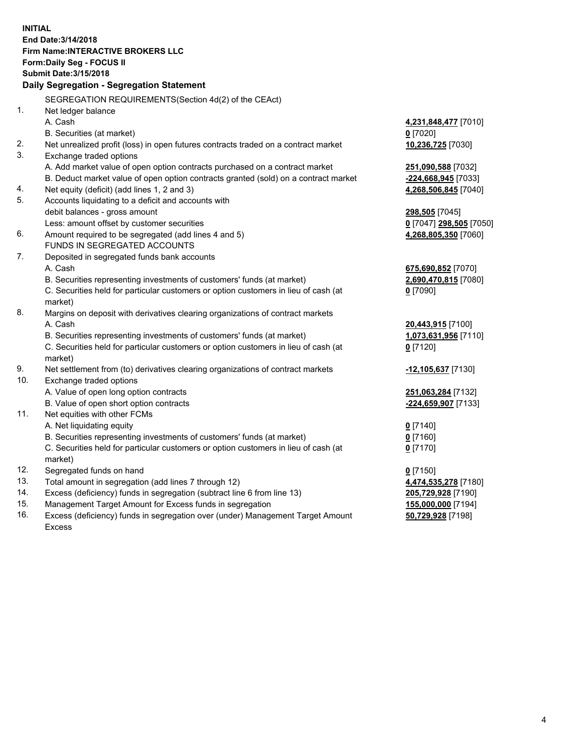**INITIAL**
**End Date:3/14/2018**
**Firm Name:INTERACTIVE BROKERS LLC**
**Form:Daily Seg - FOCUS II**
**Submit Date:3/15/2018**

## Daily Segregation - Segregation Statement

| | | |
|---|---|---|
| | SEGREGATION REQUIREMENTS(Section 4d(2) of the CEAct) | |
| 1. | Net ledger balance | |
| | A. Cash | **4,231,848,477** [7010] |
| | B. Securities (at market) | **0** [7020] |
| 2. | Net unrealized profit (loss) in open futures contracts traded on a contract market | **10,236,725** [7030] |
| 3. | Exchange traded options | |
| | A. Add market value of open option contracts purchased on a contract market | **251,090,588** [7032] |
| | B. Deduct market value of open option contracts granted (sold) on a contract market | **-224,668,945** [7033] |
| 4. | Net equity (deficit) (add lines 1, 2 and 3) | **4,268,506,845** [7040] |
| 5. | Accounts liquidating to a deficit and accounts with | |
| | debit balances - gross amount | **298,505** [7045] |
| | Less: amount offset by customer securities | **0** [7047] **298,505** [7050] |
| 6. | Amount required to be segregated (add lines 4 and 5) | **4,268,805,350** [7060] |
| | FUNDS IN SEGREGATED ACCOUNTS | |
| 7. | Deposited in segregated funds bank accounts | |
| | A. Cash | **675,690,852** [7070] |
| | B. Securities representing investments of customers' funds (at market) | **2,690,470,815** [7080] |
| | C. Securities held for particular customers or option customers in lieu of cash (at market) | **0** [7090] |
| 8. | Margins on deposit with derivatives clearing organizations of contract markets | |
| | A. Cash | **20,443,915** [7100] |
| | B. Securities representing investments of customers' funds (at market) | **1,073,631,956** [7110] |
| | C. Securities held for particular customers or option customers in lieu of cash (at market) | **0** [7120] |
| 9. | Net settlement from (to) derivatives clearing organizations of contract markets | **-12,105,637** [7130] |
| 10. | Exchange traded options | |
| | A. Value of open long option contracts | **251,063,284** [7132] |
| | B. Value of open short option contracts | **-224,659,907** [7133] |
| 11. | Net equities with other FCMs | |
| | A. Net liquidating equity | **0** [7140] |
| | B. Securities representing investments of customers' funds (at market) | **0** [7160] |
| | C. Securities held for particular customers or option customers in lieu of cash (at market) | **0** [7170] |
| 12. | Segregated funds on hand | **0** [7150] |
| 13. | Total amount in segregation (add lines 7 through 12) | **4,474,535,278** [7180] |
| 14. | Excess (deficiency) funds in segregation (subtract line 6 from line 13) | **205,729,928** [7190] |
| 15. | Management Target Amount for Excess funds in segregation | **155,000,000** [7194] |
| 16. | Excess (deficiency) funds in segregation over (under) Management Target Amount Excess | **50,729,928** [7198] |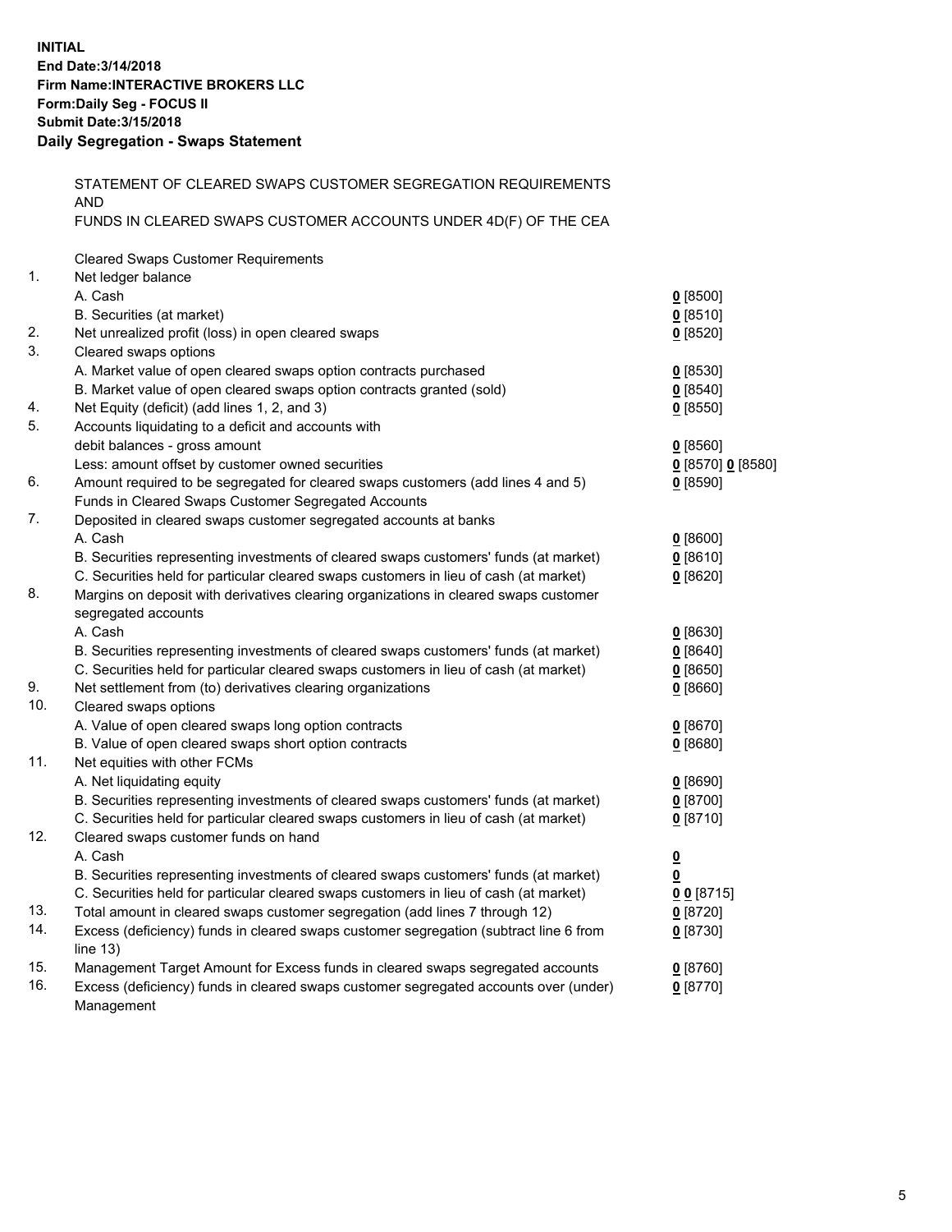**INITIAL**
**End Date:3/14/2018**
**Firm Name:INTERACTIVE BROKERS LLC**
**Form:Daily Seg - FOCUS II**
**Submit Date:3/15/2018**
**Daily Segregation - Swaps Statement**

STATEMENT OF CLEARED SWAPS CUSTOMER SEGREGATION REQUIREMENTS AND FUNDS IN CLEARED SWAPS CUSTOMER ACCOUNTS UNDER 4D(F) OF THE CEA

| | | |
|---|---|---|
| | Cleared Swaps Customer Requirements | |
| 1. | Net ledger balance | |
| | A. Cash | 0 [8500] |
| | B. Securities (at market) | 0 [8510] |
| 2. | Net unrealized profit (loss) in open cleared swaps | 0 [8520] |
| 3. | Cleared swaps options | |
| | A. Market value of open cleared swaps option contracts purchased | 0 [8530] |
| | B. Market value of open cleared swaps option contracts granted (sold) | 0 [8540] |
| 4. | Net Equity (deficit) (add lines 1, 2, and 3) | 0 [8550] |
| 5. | Accounts liquidating to a deficit and accounts with debit balances - gross amount | 0 [8560] |
| | Less: amount offset by customer owned securities | 0 [8570] 0 [8580] |
| 6. | Amount required to be segregated for cleared swaps customers (add lines 4 and 5) | 0 [8590] |
| | Funds in Cleared Swaps Customer Segregated Accounts | |
| 7. | Deposited in cleared swaps customer segregated accounts at banks | |
| | A. Cash | 0 [8600] |
| | B. Securities representing investments of cleared swaps customers' funds (at market) | 0 [8610] |
| | C. Securities held for particular cleared swaps customers in lieu of cash (at market) | 0 [8620] |
| 8. | Margins on deposit with derivatives clearing organizations in cleared swaps customer segregated accounts | |
| | A. Cash | 0 [8630] |
| | B. Securities representing investments of cleared swaps customers' funds (at market) | 0 [8640] |
| | C. Securities held for particular cleared swaps customers in lieu of cash (at market) | 0 [8650] |
| 9. | Net settlement from (to) derivatives clearing organizations | 0 [8660] |
| 10. | Cleared swaps options | |
| | A. Value of open cleared swaps long option contracts | 0 [8670] |
| | B. Value of open cleared swaps short option contracts | 0 [8680] |
| 11. | Net equities with other FCMs | |
| | A. Net liquidating equity | 0 [8690] |
| | B. Securities representing investments of cleared swaps customers' funds (at market) | 0 [8700] |
| | C. Securities held for particular cleared swaps customers in lieu of cash (at market) | 0 [8710] |
| 12. | Cleared swaps customer funds on hand | |
| | A. Cash | 0 |
| | B. Securities representing investments of cleared swaps customers' funds (at market) | 0 |
| | C. Securities held for particular cleared swaps customers in lieu of cash (at market) | 0 0 [8715] |
| 13. | Total amount in cleared swaps customer segregation (add lines 7 through 12) | 0 [8720] |
| 14. | Excess (deficiency) funds in cleared swaps customer segregation (subtract line 6 from line 13) | 0 [8730] |
| 15. | Management Target Amount for Excess funds in cleared swaps segregated accounts | 0 [8760] |
| 16. | Excess (deficiency) funds in cleared swaps customer segregated accounts over (under) Management | 0 [8770] |